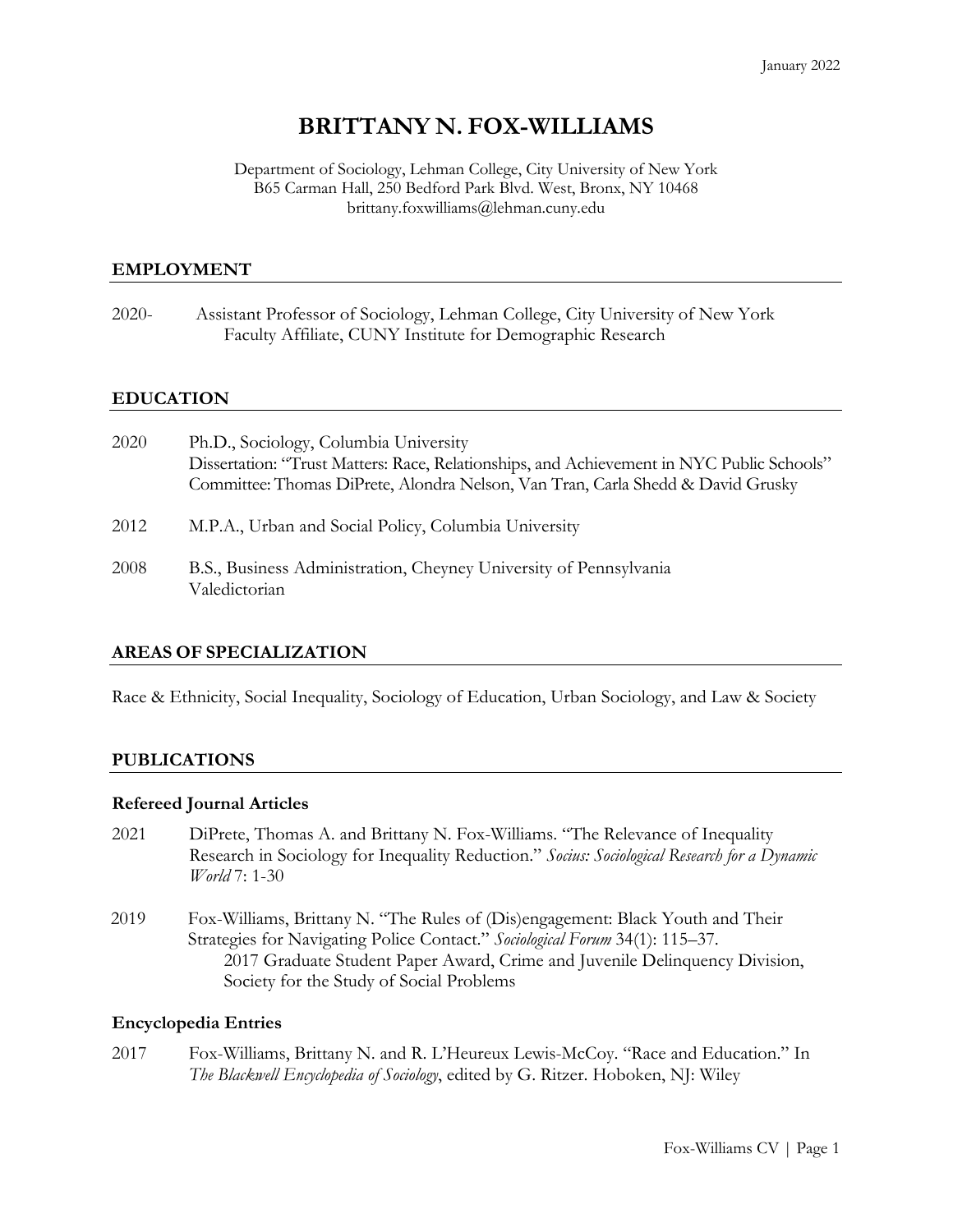January 2022

# BRITTANY N. FOX-WILLIAMS

Department of Sociology, Lehman College, City University of New York
B65 Carman Hall, 250 Bedford Park Blvd. West, Bronx, NY 10468
brittany.foxwilliams@lehman.cuny.edu

## EMPLOYMENT

2020- Assistant Professor of Sociology, Lehman College, City University of New York
  Faculty Affiliate, CUNY Institute for Demographic Research

## EDUCATION

2020 Ph.D., Sociology, Columbia University
Dissertation: "Trust Matters: Race, Relationships, and Achievement in NYC Public Schools"
Committee: Thomas DiPrete, Alondra Nelson, Van Tran, Carla Shedd & David Grusky

2012 M.P.A., Urban and Social Policy, Columbia University

2008 B.S., Business Administration, Cheyney University of Pennsylvania
Valedictorian

## AREAS OF SPECIALIZATION

Race & Ethnicity, Social Inequality, Sociology of Education, Urban Sociology, and Law & Society

## PUBLICATIONS

### Refereed Journal Articles

2021 DiPrete, Thomas A. and Brittany N. Fox-Williams. "The Relevance of Inequality Research in Sociology for Inequality Reduction." *Socius: Sociological Research for a Dynamic World* 7: 1-30

2019 Fox-Williams, Brittany N. "The Rules of (Dis)engagement: Black Youth and Their Strategies for Navigating Police Contact." *Sociological Forum* 34(1): 115–37.
  2017 Graduate Student Paper Award, Crime and Juvenile Delinquency Division, Society for the Study of Social Problems

### Encyclopedia Entries

2017 Fox-Williams, Brittany N. and R. L'Heureux Lewis-McCoy. "Race and Education." In *The Blackwell Encyclopedia of Sociology*, edited by G. Ritzer. Hoboken, NJ: Wiley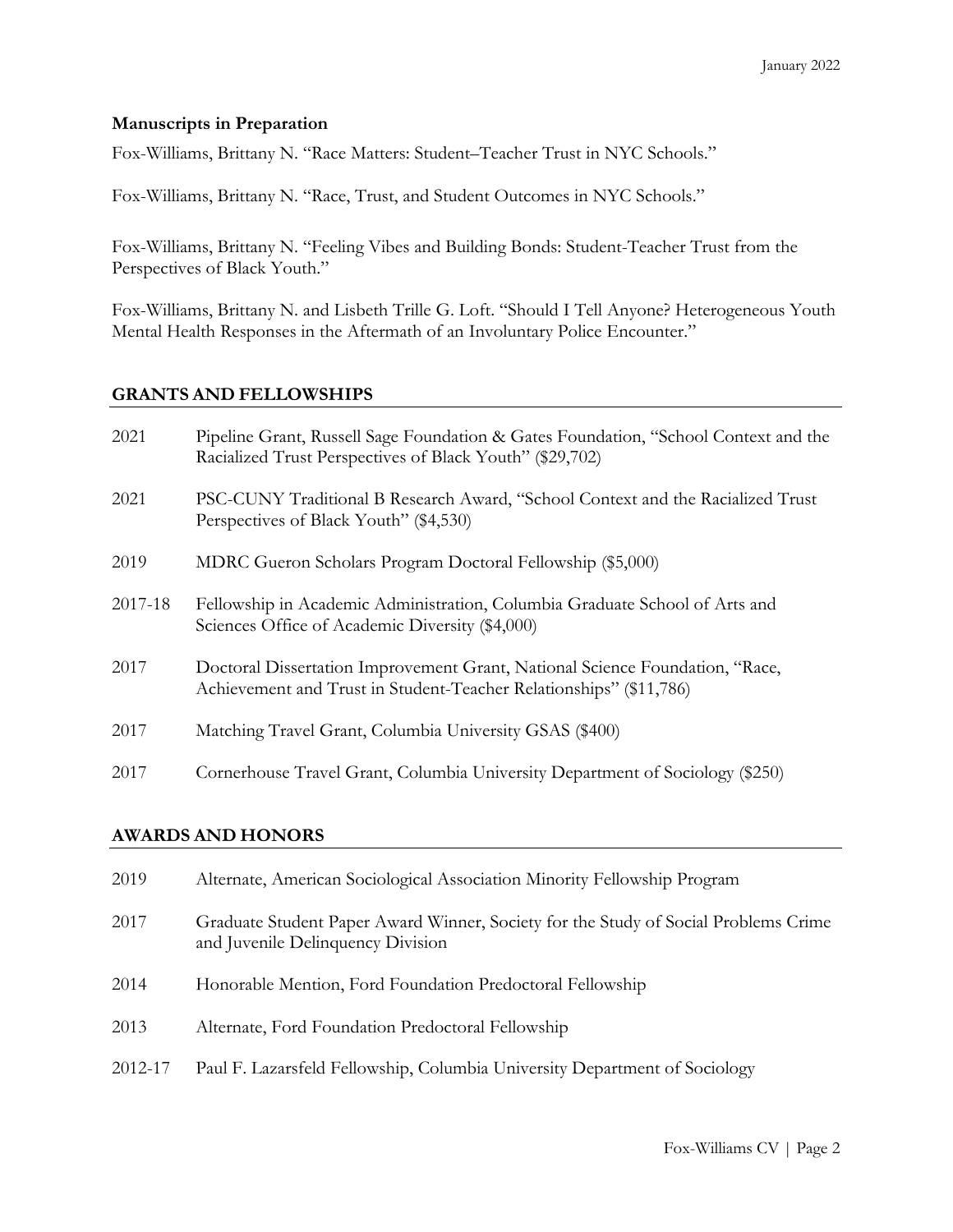### Manuscripts in Preparation

Fox-Williams, Brittany N. "Race Matters: Student–Teacher Trust in NYC Schools."

Fox-Williams, Brittany N. "Race, Trust, and Student Outcomes in NYC Schools."

Fox-Williams, Brittany N. "Feeling Vibes and Building Bonds: Student-Teacher Trust from the Perspectives of Black Youth."

Fox-Williams, Brittany N. and Lisbeth Trille G. Loft. "Should I Tell Anyone? Heterogeneous Youth Mental Health Responses in the Aftermath of an Involuntary Police Encounter."

## GRANTS AND FELLOWSHIPS

2021 Pipeline Grant, Russell Sage Foundation & Gates Foundation, "School Context and the Racialized Trust Perspectives of Black Youth" ($29,702)

2021 PSC-CUNY Traditional B Research Award, "School Context and the Racialized Trust Perspectives of Black Youth" ($4,530)

2019 MDRC Gueron Scholars Program Doctoral Fellowship ($5,000)

2017-18 Fellowship in Academic Administration, Columbia Graduate School of Arts and Sciences Office of Academic Diversity ($4,000)

2017 Doctoral Dissertation Improvement Grant, National Science Foundation, "Race, Achievement and Trust in Student-Teacher Relationships" ($11,786)

2017 Matching Travel Grant, Columbia University GSAS ($400)

2017 Cornerhouse Travel Grant, Columbia University Department of Sociology ($250)

## AWARDS AND HONORS

2019 Alternate, American Sociological Association Minority Fellowship Program

2017 Graduate Student Paper Award Winner, Society for the Study of Social Problems Crime and Juvenile Delinquency Division

2014 Honorable Mention, Ford Foundation Predoctoral Fellowship

2013 Alternate, Ford Foundation Predoctoral Fellowship

2012-17 Paul F. Lazarsfeld Fellowship, Columbia University Department of Sociology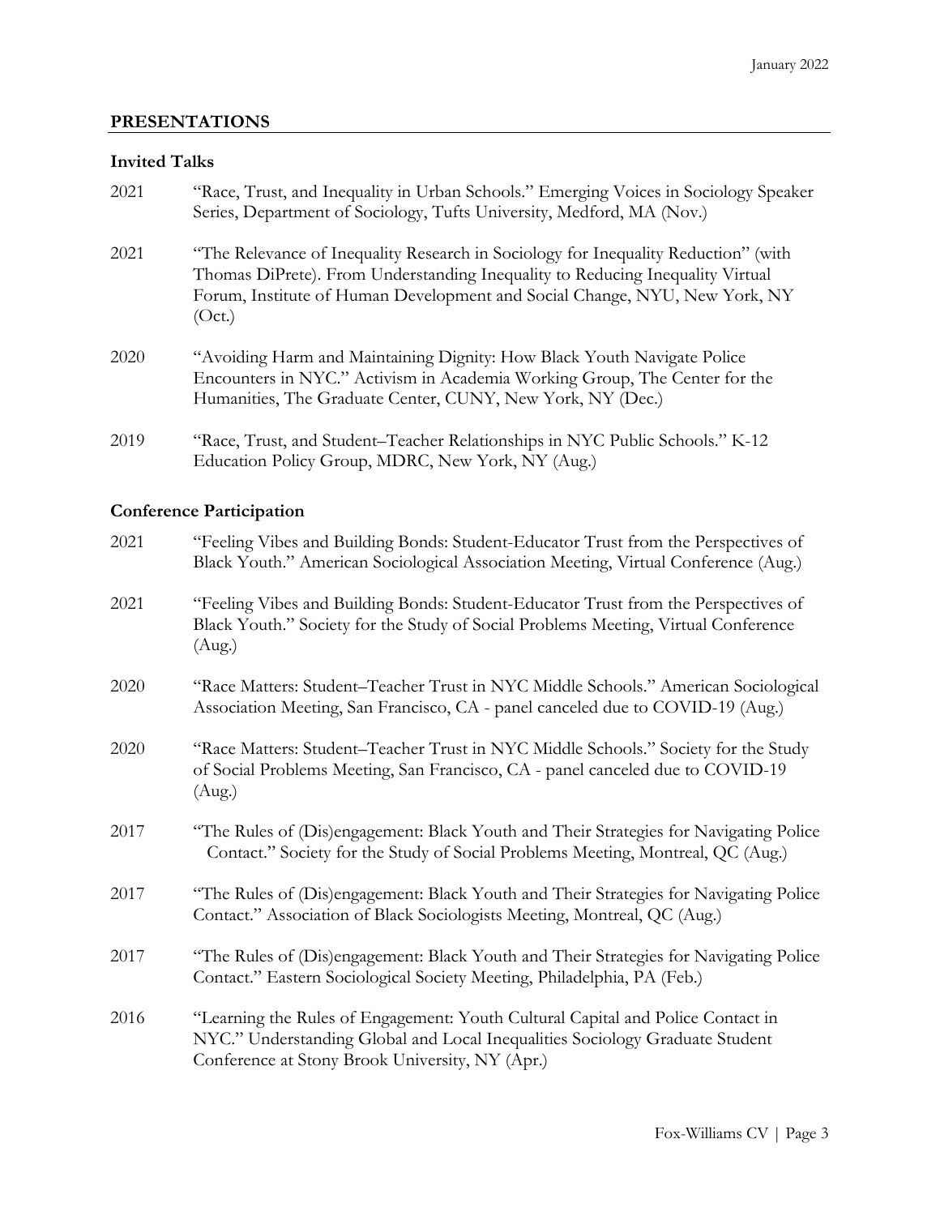## PRESENTATIONS

### Invited Talks

2021 "Race, Trust, and Inequality in Urban Schools." Emerging Voices in Sociology Speaker Series, Department of Sociology, Tufts University, Medford, MA (Nov.)

2021 "The Relevance of Inequality Research in Sociology for Inequality Reduction" (with Thomas DiPrete). From Understanding Inequality to Reducing Inequality Virtual Forum, Institute of Human Development and Social Change, NYU, New York, NY (Oct.)

2020 "Avoiding Harm and Maintaining Dignity: How Black Youth Navigate Police Encounters in NYC." Activism in Academia Working Group, The Center for the Humanities, The Graduate Center, CUNY, New York, NY (Dec.)

2019 "Race, Trust, and Student–Teacher Relationships in NYC Public Schools." K-12 Education Policy Group, MDRC, New York, NY (Aug.)

### Conference Participation

2021 "Feeling Vibes and Building Bonds: Student-Educator Trust from the Perspectives of Black Youth." American Sociological Association Meeting, Virtual Conference (Aug.)

2021 "Feeling Vibes and Building Bonds: Student-Educator Trust from the Perspectives of Black Youth." Society for the Study of Social Problems Meeting, Virtual Conference (Aug.)

2020 "Race Matters: Student–Teacher Trust in NYC Middle Schools." American Sociological Association Meeting, San Francisco, CA - panel canceled due to COVID-19 (Aug.)

2020 "Race Matters: Student–Teacher Trust in NYC Middle Schools." Society for the Study of Social Problems Meeting, San Francisco, CA - panel canceled due to COVID-19 (Aug.)

2017 "The Rules of (Dis)engagement: Black Youth and Their Strategies for Navigating Police Contact." Society for the Study of Social Problems Meeting, Montreal, QC (Aug.)

2017 "The Rules of (Dis)engagement: Black Youth and Their Strategies for Navigating Police Contact." Association of Black Sociologists Meeting, Montreal, QC (Aug.)

2017 "The Rules of (Dis)engagement: Black Youth and Their Strategies for Navigating Police Contact." Eastern Sociological Society Meeting, Philadelphia, PA (Feb.)

2016 "Learning the Rules of Engagement: Youth Cultural Capital and Police Contact in NYC." Understanding Global and Local Inequalities Sociology Graduate Student Conference at Stony Brook University, NY (Apr.)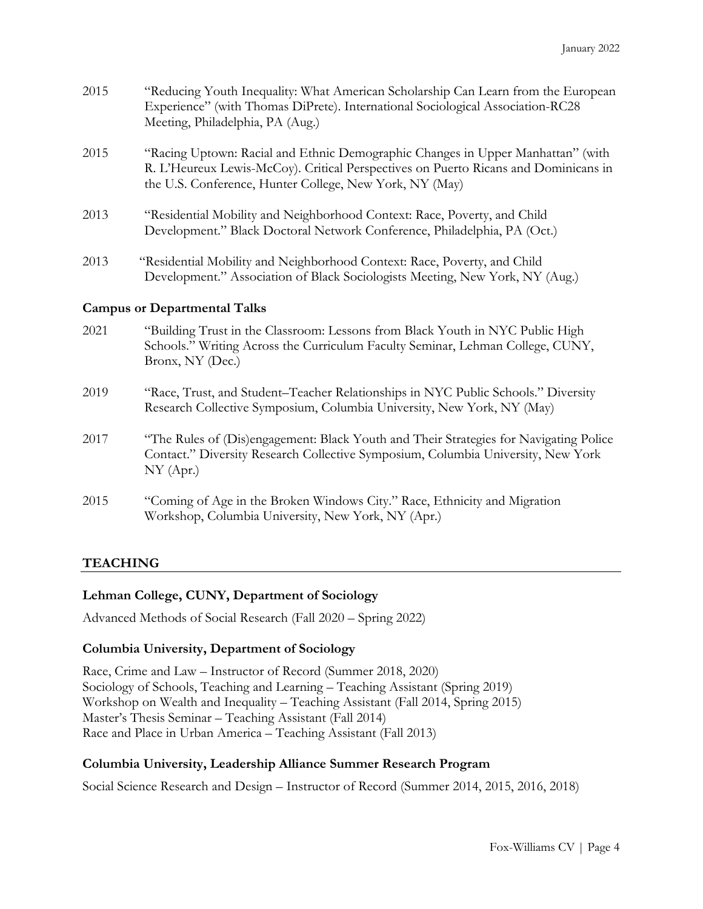2015 "Reducing Youth Inequality: What American Scholarship Can Learn from the European Experience" (with Thomas DiPrete). International Sociological Association-RC28 Meeting, Philadelphia, PA (Aug.)

2015 "Racing Uptown: Racial and Ethnic Demographic Changes in Upper Manhattan" (with R. L'Heureux Lewis-McCoy). Critical Perspectives on Puerto Ricans and Dominicans in the U.S. Conference, Hunter College, New York, NY (May)

2013 "Residential Mobility and Neighborhood Context: Race, Poverty, and Child Development." Black Doctoral Network Conference, Philadelphia, PA (Oct.)

2013 "Residential Mobility and Neighborhood Context: Race, Poverty, and Child Development." Association of Black Sociologists Meeting, New York, NY (Aug.)

### Campus or Departmental Talks

2021 "Building Trust in the Classroom: Lessons from Black Youth in NYC Public High Schools." Writing Across the Curriculum Faculty Seminar, Lehman College, CUNY, Bronx, NY (Dec.)

2019 "Race, Trust, and Student–Teacher Relationships in NYC Public Schools." Diversity Research Collective Symposium, Columbia University, New York, NY (May)

2017 "The Rules of (Dis)engagement: Black Youth and Their Strategies for Navigating Police Contact." Diversity Research Collective Symposium, Columbia University, New York NY (Apr.)

2015 "Coming of Age in the Broken Windows City." Race, Ethnicity and Migration Workshop, Columbia University, New York, NY (Apr.)

## TEACHING

### Lehman College, CUNY, Department of Sociology

Advanced Methods of Social Research (Fall 2020 – Spring 2022)

### Columbia University, Department of Sociology

Race, Crime and Law – Instructor of Record (Summer 2018, 2020)
Sociology of Schools, Teaching and Learning – Teaching Assistant (Spring 2019)
Workshop on Wealth and Inequality – Teaching Assistant (Fall 2014, Spring 2015)
Master's Thesis Seminar – Teaching Assistant (Fall 2014)
Race and Place in Urban America – Teaching Assistant (Fall 2013)

### Columbia University, Leadership Alliance Summer Research Program

Social Science Research and Design – Instructor of Record (Summer 2014, 2015, 2016, 2018)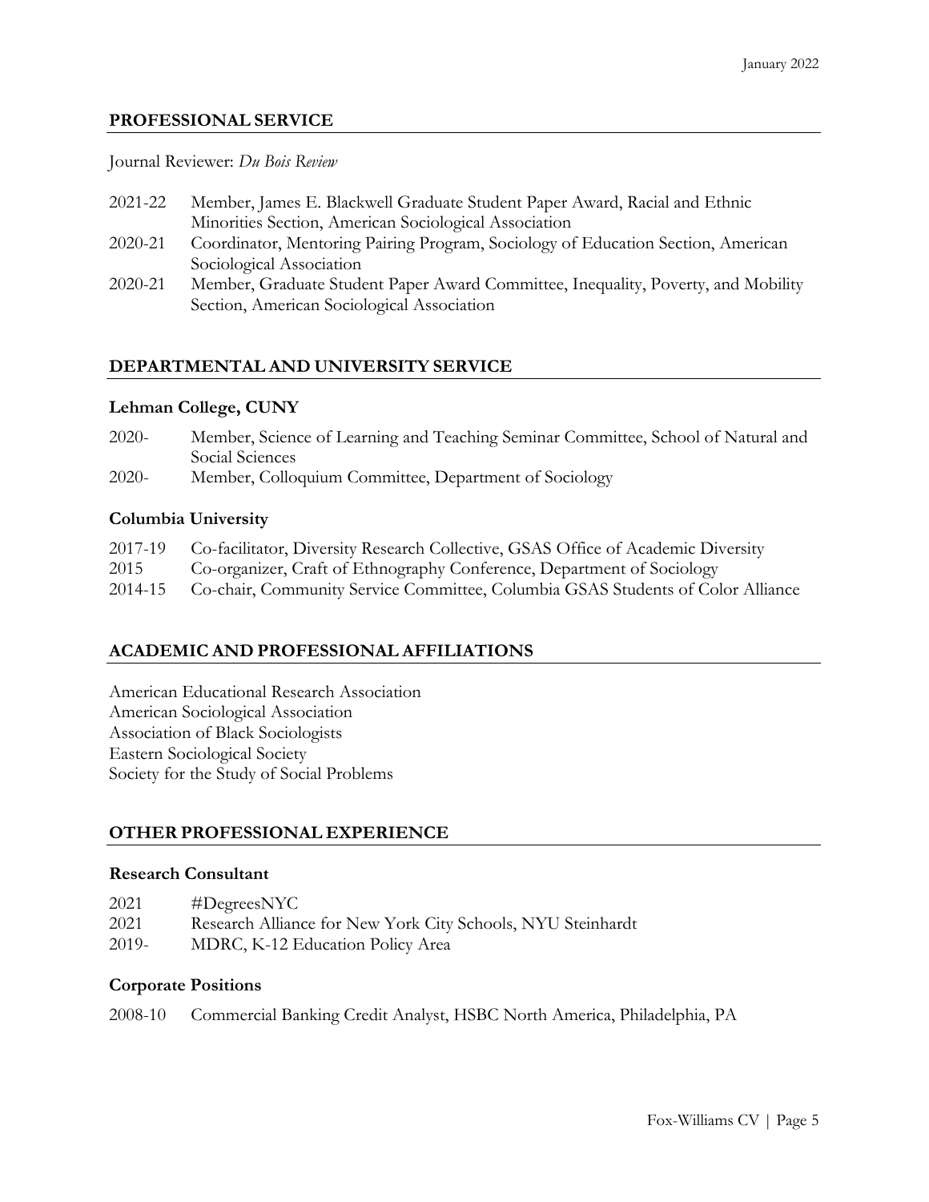## PROFESSIONAL SERVICE

Journal Reviewer: *Du Bois Review*

2021-22 Member, James E. Blackwell Graduate Student Paper Award, Racial and Ethnic Minorities Section, American Sociological Association

2020-21 Coordinator, Mentoring Pairing Program, Sociology of Education Section, American Sociological Association

2020-21 Member, Graduate Student Paper Award Committee, Inequality, Poverty, and Mobility Section, American Sociological Association

## DEPARTMENTAL AND UNIVERSITY SERVICE

### Lehman College, CUNY

2020- Member, Science of Learning and Teaching Seminar Committee, School of Natural and Social Sciences

2020- Member, Colloquium Committee, Department of Sociology

### Columbia University

2017-19 Co-facilitator, Diversity Research Collective, GSAS Office of Academic Diversity

2015 Co-organizer, Craft of Ethnography Conference, Department of Sociology

2014-15 Co-chair, Community Service Committee, Columbia GSAS Students of Color Alliance

## ACADEMIC AND PROFESSIONAL AFFILIATIONS

American Educational Research Association
American Sociological Association
Association of Black Sociologists
Eastern Sociological Society
Society for the Study of Social Problems

## OTHER PROFESSIONAL EXPERIENCE

### Research Consultant

2021 #DegreesNYC

2021 Research Alliance for New York City Schools, NYU Steinhardt

2019- MDRC, K-12 Education Policy Area

### Corporate Positions

2008-10 Commercial Banking Credit Analyst, HSBC North America, Philadelphia, PA